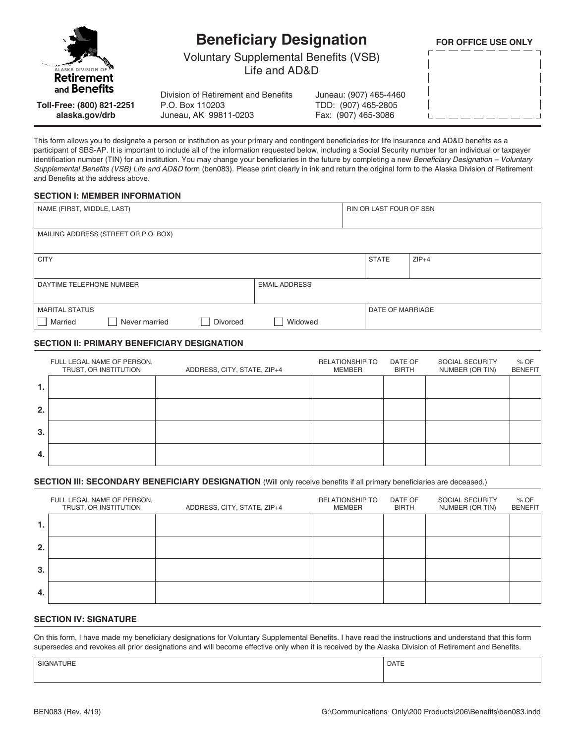Alaska Division of Retirement and Benefits

Toll-Free: (800) 821-2251
alaska.gov/drb

# Beneficiary Designation

Voluntary Supplemental Benefits (VSB)
Life and AD&D

Division of Retirement and Benefits
P.O. Box 110203
Juneau, AK 99811-0203

Juneau: (907) 465-4460
TDD: (907) 465-2805
Fax: (907) 465-3086

**FOR OFFICE USE ONLY**

This form allows you to designate a person or institution as your primary and contingent beneficiaries for life insurance and AD&D benefits as a participant of SBS-AP. It is important to include all of the information requested below, including a Social Security number for an individual or taxpayer identification number (TIN) for an institution. You may change your beneficiaries in the future by completing a new *Beneficiary Designation – Voluntary Supplemental Benefits (VSB) Life and AD&D* form (ben083). Please print clearly in ink and return the original form to the Alaska Division of Retirement and Benefits at the address above.

### SECTION I: MEMBER INFORMATION

| NAME (FIRST, MIDDLE, LAST) | | RIN OR LAST FOUR OF SSN |
|---|---|---|
| MAILING ADDRESS (STREET OR P.O. BOX) | | |
| CITY | STATE | ZIP+4 |
| DAYTIME TELEPHONE NUMBER | EMAIL ADDRESS | |
| MARITAL STATUS ☐ Married ☐ Never married ☐ Divorced ☐ Widowed | | DATE OF MARRIAGE |

### SECTION II: PRIMARY BENEFICIARY DESIGNATION

| | FULL LEGAL NAME OF PERSON, TRUST, OR INSTITUTION | ADDRESS, CITY, STATE, ZIP+4 | RELATIONSHIP TO MEMBER | DATE OF BIRTH | SOCIAL SECURITY NUMBER (OR TIN) | % OF BENEFIT |
|---|---|---|---|---|---|---|
| 1. | | | | | | |
| 2. | | | | | | |
| 3. | | | | | | |
| 4. | | | | | | |

### SECTION III: SECONDARY BENEFICIARY DESIGNATION (Will only receive benefits if all primary beneficiaries are deceased.)

| | FULL LEGAL NAME OF PERSON, TRUST, OR INSTITUTION | ADDRESS, CITY, STATE, ZIP+4 | RELATIONSHIP TO MEMBER | DATE OF BIRTH | SOCIAL SECURITY NUMBER (OR TIN) | % OF BENEFIT |
|---|---|---|---|---|---|---|
| 1. | | | | | | |
| 2. | | | | | | |
| 3. | | | | | | |
| 4. | | | | | | |

### SECTION IV: SIGNATURE

On this form, I have made my beneficiary designations for Voluntary Supplemental Benefits. I have read the instructions and understand that this form supersedes and revokes all prior designations and will become effective only when it is received by the Alaska Division of Retirement and Benefits.

| SIGNATURE | DATE |
|---|---|
| | |

BEN083 (Rev. 4/19)

G:\Communications_Only\200 Products\206\Benefits\ben083.indd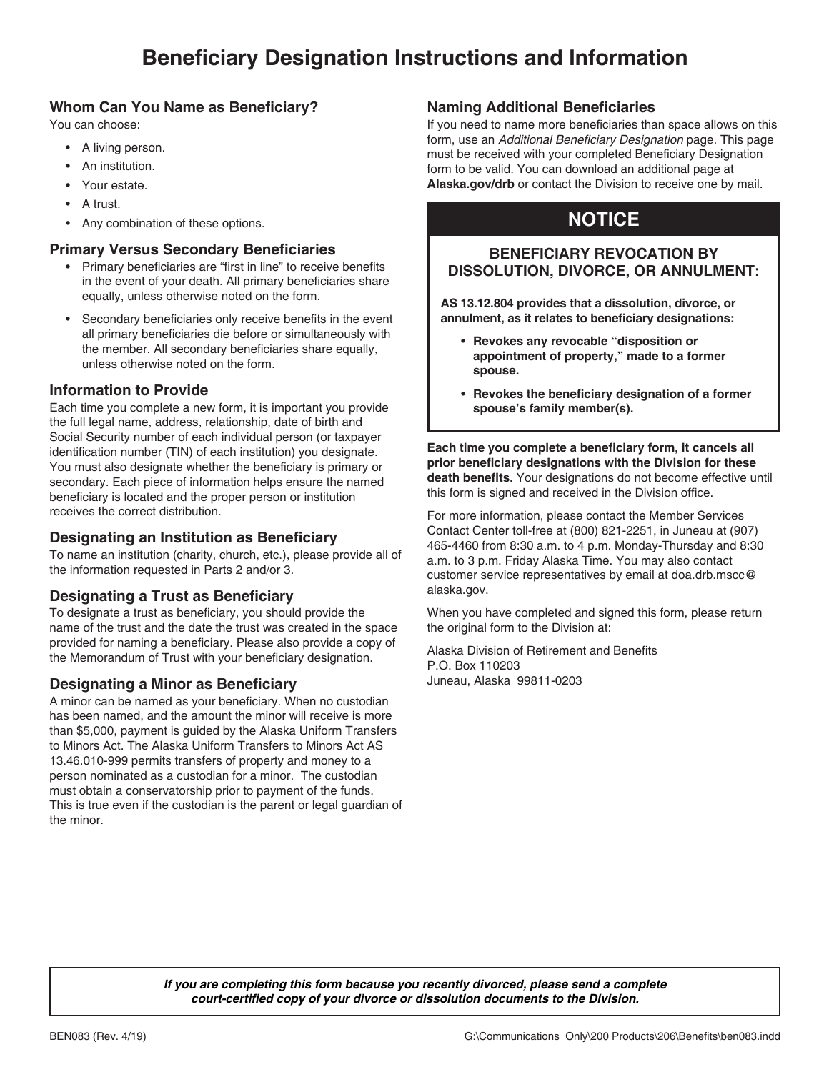# Beneficiary Designation Instructions and Information

## Whom Can You Name as Beneficiary?

You can choose:

- A living person.
- An institution.
- Your estate.
- A trust.
- Any combination of these options.

## Primary Versus Secondary Beneficiaries

- Primary beneficiaries are "first in line" to receive benefits in the event of your death. All primary beneficiaries share equally, unless otherwise noted on the form.
- Secondary beneficiaries only receive benefits in the event all primary beneficiaries die before or simultaneously with the member. All secondary beneficiaries share equally, unless otherwise noted on the form.

## Information to Provide

Each time you complete a new form, it is important you provide the full legal name, address, relationship, date of birth and Social Security number of each individual person (or taxpayer identification number (TIN) of each institution) you designate. You must also designate whether the beneficiary is primary or secondary. Each piece of information helps ensure the named beneficiary is located and the proper person or institution receives the correct distribution.

## Designating an Institution as Beneficiary

To name an institution (charity, church, etc.), please provide all of the information requested in Parts 2 and/or 3.

## Designating a Trust as Beneficiary

To designate a trust as beneficiary, you should provide the name of the trust and the date the trust was created in the space provided for naming a beneficiary. Please also provide a copy of the Memorandum of Trust with your beneficiary designation.

## Designating a Minor as Beneficiary

A minor can be named as your beneficiary. When no custodian has been named, and the amount the minor will receive is more than $5,000, payment is guided by the Alaska Uniform Transfers to Minors Act. The Alaska Uniform Transfers to Minors Act AS 13.46.010-999 permits transfers of property and money to a person nominated as a custodian for a minor. The custodian must obtain a conservatorship prior to payment of the funds. This is true even if the custodian is the parent or legal guardian of the minor.

## Naming Additional Beneficiaries

If you need to name more beneficiaries than space allows on this form, use an *Additional Beneficiary Designation* page. This page must be received with your completed Beneficiary Designation form to be valid. You can download an additional page at **Alaska.gov/drb** or contact the Division to receive one by mail.

## NOTICE

### BENEFICIARY REVOCATION BY DISSOLUTION, DIVORCE, OR ANNULMENT:

**AS 13.12.804 provides that a dissolution, divorce, or annulment, as it relates to beneficiary designations:**

- **Revokes any revocable "disposition or appointment of property," made to a former spouse.**
- **Revokes the beneficiary designation of a former spouse's family member(s).**

**Each time you complete a beneficiary form, it cancels all prior beneficiary designations with the Division for these death benefits.** Your designations do not become effective until this form is signed and received in the Division office.

For more information, please contact the Member Services Contact Center toll-free at (800) 821-2251, in Juneau at (907) 465-4460 from 8:30 a.m. to 4 p.m. Monday-Thursday and 8:30 a.m. to 3 p.m. Friday Alaska Time. You may also contact customer service representatives by email at doa.drb.mscc@alaska.gov.

When you have completed and signed this form, please return the original form to the Division at:

Alaska Division of Retirement and Benefits
P.O. Box 110203
Juneau, Alaska 99811-0203

***If you are completing this form because you recently divorced, please send a complete court-certified copy of your divorce or dissolution documents to the Division.***

BEN083 (Rev. 4/19)

G:\Communications_Only\200 Products\206\Benefits\ben083.indd